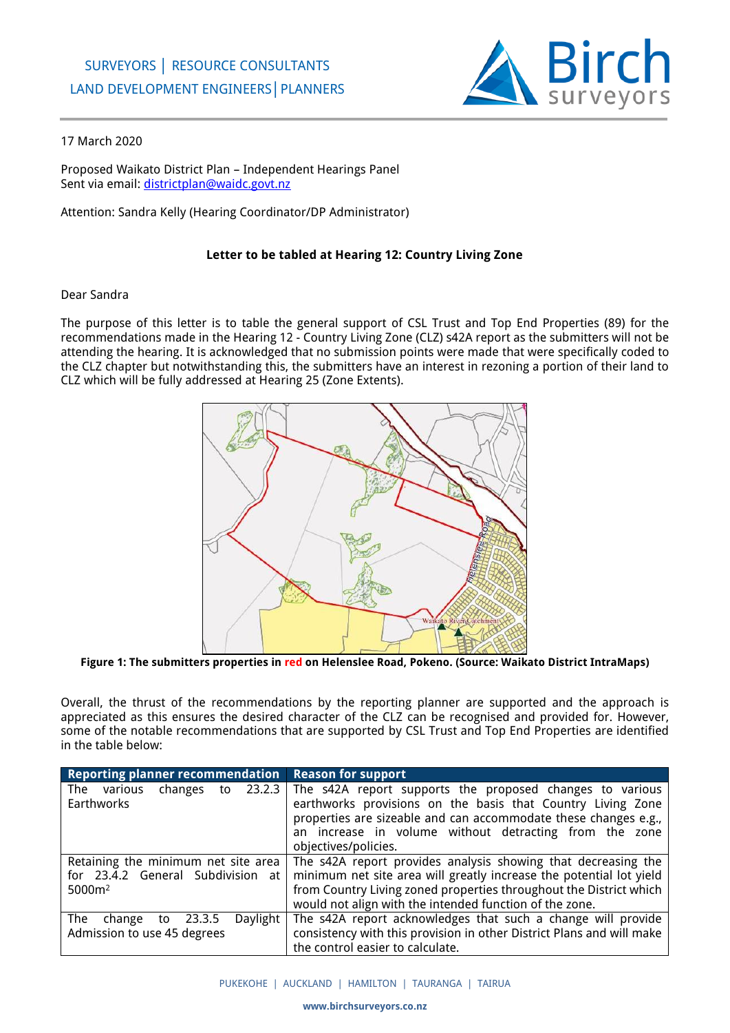SURVEYORS | RESOURCE CONSULTANTS
LAND DEVELOPMENT ENGINEERS | PLANNERS

17 March 2020

Proposed Waikato District Plan – Independent Hearings Panel
Sent via email: districtplan@waidc.govt.nz

Attention: Sandra Kelly (Hearing Coordinator/DP Administrator)

**Letter to be tabled at Hearing 12: Country Living Zone**

Dear Sandra

The purpose of this letter is to table the general support of CSL Trust and Top End Properties (89) for the recommendations made in the Hearing 12 - Country Living Zone (CLZ) s42A report as the submitters will not be attending the hearing. It is acknowledged that no submission points were made that were specifically coded to the CLZ chapter but notwithstanding this, the submitters have an interest in rezoning a portion of their land to CLZ which will be fully addressed at Hearing 25 (Zone Extents).

**Figure 1: The submitters properties in red on Helenslee Road, Pokeno. (Source: Waikato District IntraMaps)**

Overall, the thrust of the recommendations by the reporting planner are supported and the approach is appreciated as this ensures the desired character of the CLZ can be recognised and provided for. However, some of the notable recommendations that are supported by CSL Trust and Top End Properties are identified in the table below:

| Reporting planner recommendation | Reason for support |
| --- | --- |
| The various changes to 23.2.3 Earthworks | The s42A report supports the proposed changes to various earthworks provisions on the basis that Country Living Zone properties are sizeable and can accommodate these changes e.g., an increase in volume without detracting from the zone objectives/policies. |
| Retaining the minimum net site area for 23.4.2 General Subdivision at 5000m$^2$ | The s42A report provides analysis showing that decreasing the minimum net site area will greatly increase the potential lot yield from Country Living zoned properties throughout the District which would not align with the intended function of the zone. |
| The change to 23.3.5 Daylight Admission to use 45 degrees | The s42A report acknowledges that such a change will provide consistency with this provision in other District Plans and will make the control easier to calculate. |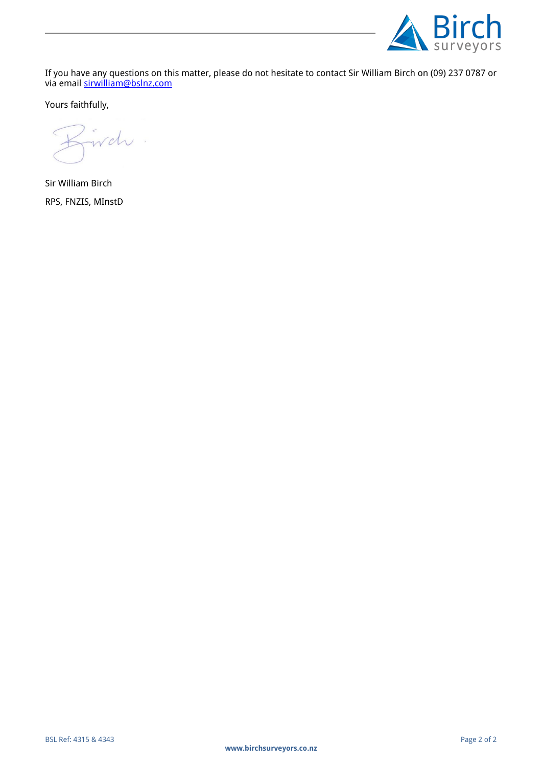If you have any questions on this matter, please do not hesitate to contact Sir William Birch on (09) 237 0787 or via email [sirwilliam@bslnz.com](mailto:sirwilliam@bslnz.com)

Yours faithfully,

Sir William Birch

RPS, FNZIS, MInstD